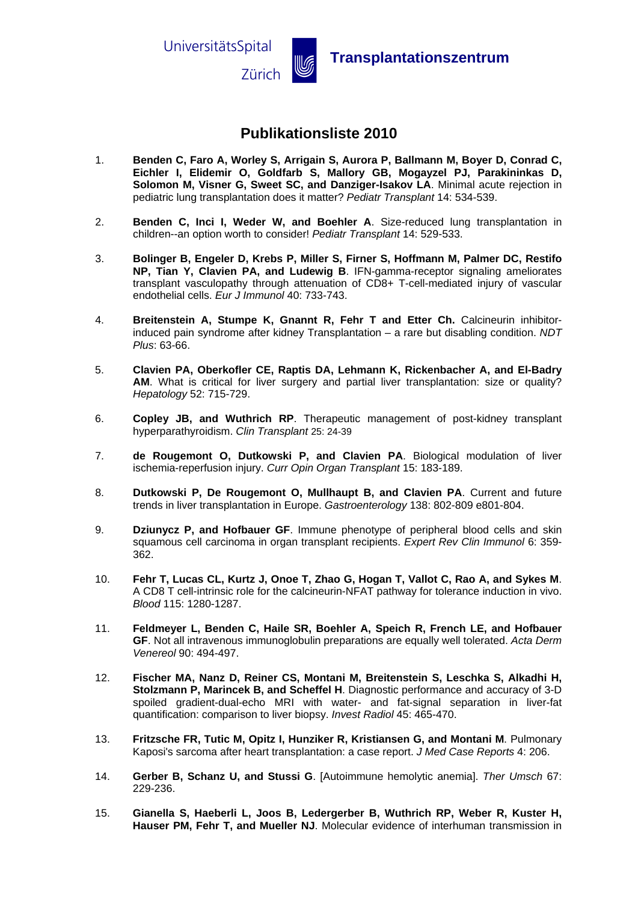UniversitätsSpital Zürich

**Transplantationszentrum**

# Publikationsliste 2010

1. **Benden C, Faro A, Worley S, Arrigain S, Aurora P, Ballmann M, Boyer D, Conrad C, Eichler I, Elidemir O, Goldfarb S, Mallory GB, Mogayzel PJ, Parakininkas D, Solomon M, Visner G, Sweet SC, and Danziger-Isakov LA**. Minimal acute rejection in pediatric lung transplantation does it matter? *Pediatr Transplant* 14: 534-539.

2. **Benden C, Inci I, Weder W, and Boehler A**. Size-reduced lung transplantation in children--an option worth to consider! *Pediatr Transplant* 14: 529-533.

3. **Bolinger B, Engeler D, Krebs P, Miller S, Firner S, Hoffmann M, Palmer DC, Restifo NP, Tian Y, Clavien PA, and Ludewig B**. IFN-gamma-receptor signaling ameliorates transplant vasculopathy through attenuation of CD8+ T-cell-mediated injury of vascular endothelial cells. *Eur J Immunol* 40: 733-743.

4. **Breitenstein A, Stumpe K, Gnannt R, Fehr T and Etter Ch.** Calcineurin inhibitor-induced pain syndrome after kidney Transplantation – a rare but disabling condition. *NDT Plus*: 63-66.

5. **Clavien PA, Oberkofler CE, Raptis DA, Lehmann K, Rickenbacher A, and El-Badry AM**. What is critical for liver surgery and partial liver transplantation: size or quality? *Hepatology* 52: 715-729.

6. **Copley JB, and Wuthrich RP**. Therapeutic management of post-kidney transplant hyperparathyroidism. *Clin Transplant* 25: 24-39

7. **de Rougemont O, Dutkowski P, and Clavien PA**. Biological modulation of liver ischemia-reperfusion injury. *Curr Opin Organ Transplant* 15: 183-189.

8. **Dutkowski P, De Rougemont O, Mullhaupt B, and Clavien PA**. Current and future trends in liver transplantation in Europe. *Gastroenterology* 138: 802-809 e801-804.

9. **Dziunycz P, and Hofbauer GF**. Immune phenotype of peripheral blood cells and skin squamous cell carcinoma in organ transplant recipients. *Expert Rev Clin Immunol* 6: 359-362.

10. **Fehr T, Lucas CL, Kurtz J, Onoe T, Zhao G, Hogan T, Vallot C, Rao A, and Sykes M**. A CD8 T cell-intrinsic role for the calcineurin-NFAT pathway for tolerance induction in vivo. *Blood* 115: 1280-1287.

11. **Feldmeyer L, Benden C, Haile SR, Boehler A, Speich R, French LE, and Hofbauer GF**. Not all intravenous immunoglobulin preparations are equally well tolerated. *Acta Derm Venereol* 90: 494-497.

12. **Fischer MA, Nanz D, Reiner CS, Montani M, Breitenstein S, Leschka S, Alkadhi H, Stolzmann P, Marincek B, and Scheffel H**. Diagnostic performance and accuracy of 3-D spoiled gradient-dual-echo MRI with water- and fat-signal separation in liver-fat quantification: comparison to liver biopsy. *Invest Radiol* 45: 465-470.

13. **Fritzsche FR, Tutic M, Opitz I, Hunziker R, Kristiansen G, and Montani M**. Pulmonary Kaposi's sarcoma after heart transplantation: a case report. *J Med Case Reports* 4: 206.

14. **Gerber B, Schanz U, and Stussi G**. [Autoimmune hemolytic anemia]. *Ther Umsch* 67: 229-236.

15. **Gianella S, Haeberli L, Joos B, Ledergerber B, Wuthrich RP, Weber R, Kuster H, Hauser PM, Fehr T, and Mueller NJ**. Molecular evidence of interhuman transmission in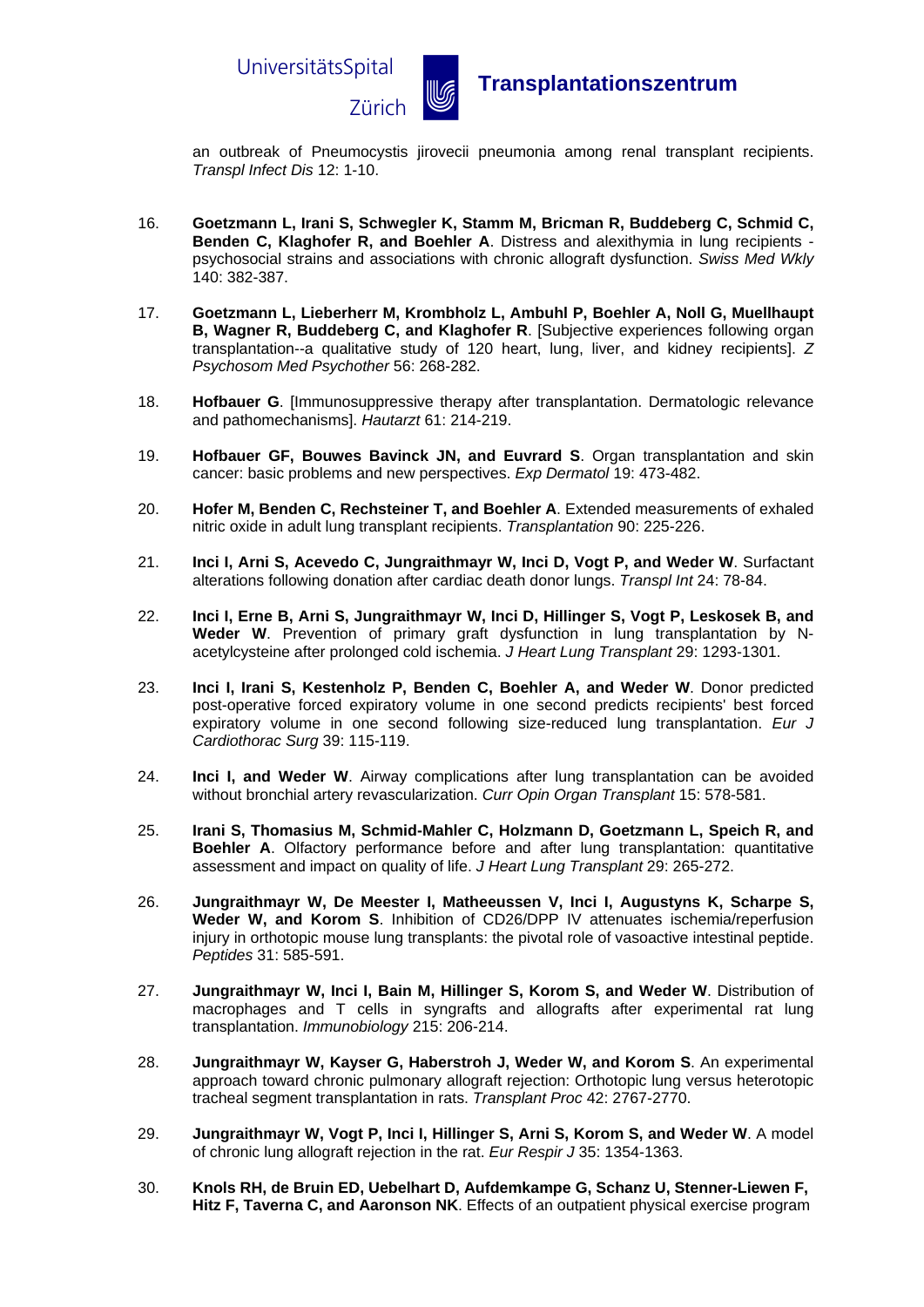an outbreak of Pneumocystis jirovecii pneumonia among renal transplant recipients. *Transpl Infect Dis* 12: 1-10.

16. **Goetzmann L, Irani S, Schwegler K, Stamm M, Bricman R, Buddeberg C, Schmid C, Benden C, Klaghofer R, and Boehler A**. Distress and alexithymia in lung recipients - psychosocial strains and associations with chronic allograft dysfunction. *Swiss Med Wkly* 140: 382-387.

17. **Goetzmann L, Lieberherr M, Krombholz L, Ambuhl P, Boehler A, Noll G, Muellhaupt B, Wagner R, Buddeberg C, and Klaghofer R**. [Subjective experiences following organ transplantation--a qualitative study of 120 heart, lung, liver, and kidney recipients]. *Z Psychosom Med Psychother* 56: 268-282.

18. **Hofbauer G**. [Immunosuppressive therapy after transplantation. Dermatologic relevance and pathomechanisms]. *Hautarzt* 61: 214-219.

19. **Hofbauer GF, Bouwes Bavinck JN, and Euvrard S**. Organ transplantation and skin cancer: basic problems and new perspectives. *Exp Dermatol* 19: 473-482.

20. **Hofer M, Benden C, Rechsteiner T, and Boehler A**. Extended measurements of exhaled nitric oxide in adult lung transplant recipients. *Transplantation* 90: 225-226.

21. **Inci I, Arni S, Acevedo C, Jungraithmayr W, Inci D, Vogt P, and Weder W**. Surfactant alterations following donation after cardiac death donor lungs. *Transpl Int* 24: 78-84.

22. **Inci I, Erne B, Arni S, Jungraithmayr W, Inci D, Hillinger S, Vogt P, Leskosek B, and Weder W**. Prevention of primary graft dysfunction in lung transplantation by N-acetylcysteine after prolonged cold ischemia. *J Heart Lung Transplant* 29: 1293-1301.

23. **Inci I, Irani S, Kestenholz P, Benden C, Boehler A, and Weder W**. Donor predicted post-operative forced expiratory volume in one second predicts recipients' best forced expiratory volume in one second following size-reduced lung transplantation. *Eur J Cardiothorac Surg* 39: 115-119.

24. **Inci I, and Weder W**. Airway complications after lung transplantation can be avoided without bronchial artery revascularization. *Curr Opin Organ Transplant* 15: 578-581.

25. **Irani S, Thomasius M, Schmid-Mahler C, Holzmann D, Goetzmann L, Speich R, and Boehler A**. Olfactory performance before and after lung transplantation: quantitative assessment and impact on quality of life. *J Heart Lung Transplant* 29: 265-272.

26. **Jungraithmayr W, De Meester I, Matheeussen V, Inci I, Augustyns K, Scharpe S, Weder W, and Korom S**. Inhibition of CD26/DPP IV attenuates ischemia/reperfusion injury in orthotopic mouse lung transplants: the pivotal role of vasoactive intestinal peptide. *Peptides* 31: 585-591.

27. **Jungraithmayr W, Inci I, Bain M, Hillinger S, Korom S, and Weder W**. Distribution of macrophages and T cells in syngrafts and allografts after experimental rat lung transplantation. *Immunobiology* 215: 206-214.

28. **Jungraithmayr W, Kayser G, Haberstroh J, Weder W, and Korom S**. An experimental approach toward chronic pulmonary allograft rejection: Orthotopic lung versus heterotopic tracheal segment transplantation in rats. *Transplant Proc* 42: 2767-2770.

29. **Jungraithmayr W, Vogt P, Inci I, Hillinger S, Arni S, Korom S, and Weder W**. A model of chronic lung allograft rejection in the rat. *Eur Respir J* 35: 1354-1363.

30. **Knols RH, de Bruin ED, Uebelhart D, Aufdemkampe G, Schanz U, Stenner-Liewen F, Hitz F, Taverna C, and Aaronson NK**. Effects of an outpatient physical exercise program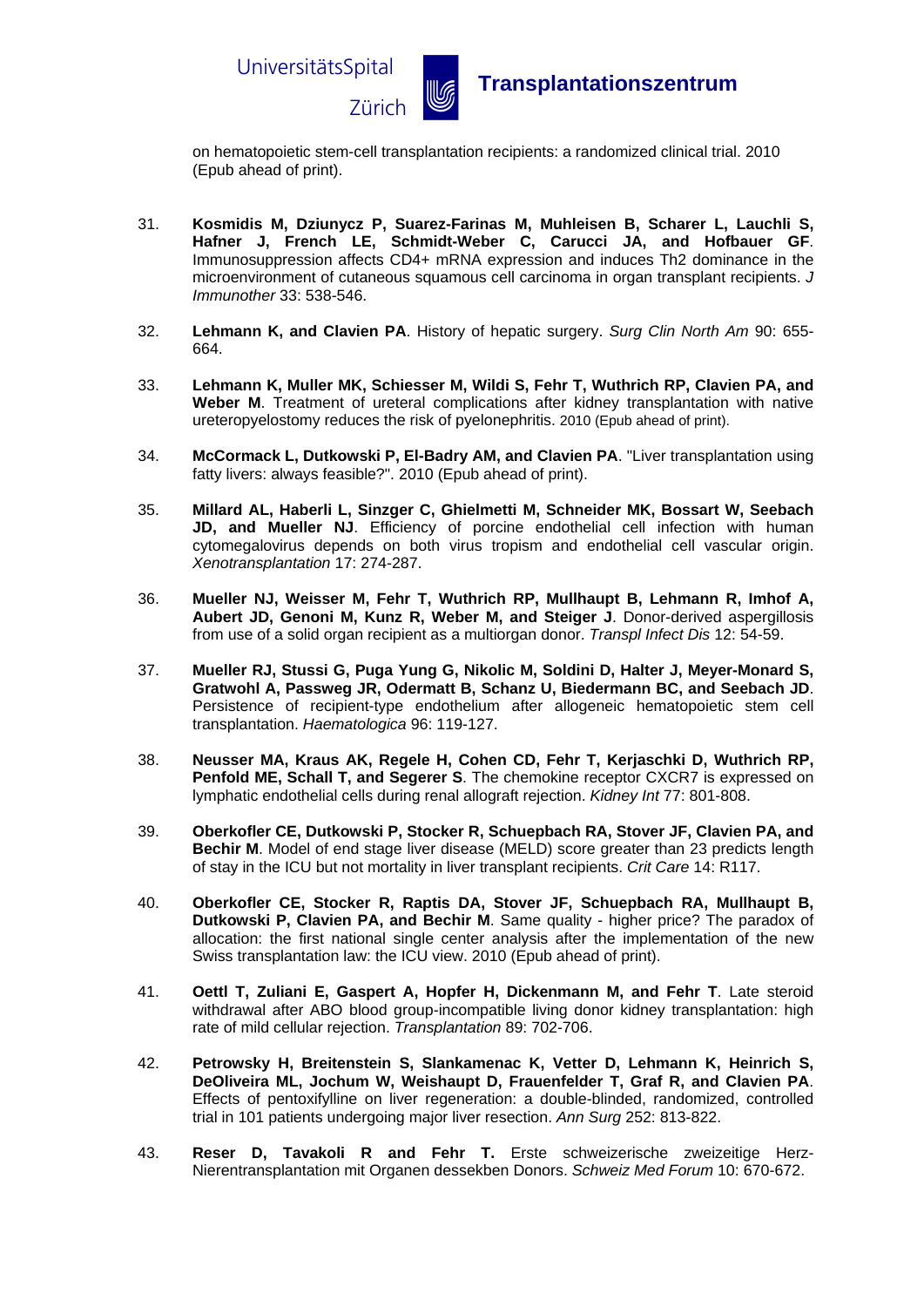on hematopoietic stem-cell transplantation recipients: a randomized clinical trial. 2010 (Epub ahead of print).

31. **Kosmidis M, Dziunycz P, Suarez-Farinas M, Muhleisen B, Scharer L, Lauchli S, Hafner J, French LE, Schmidt-Weber C, Carucci JA, and Hofbauer GF**. Immunosuppression affects CD4+ mRNA expression and induces Th2 dominance in the microenvironment of cutaneous squamous cell carcinoma in organ transplant recipients. *J Immunother* 33: 538-546.

32. **Lehmann K, and Clavien PA**. History of hepatic surgery. *Surg Clin North Am* 90: 655-664.

33. **Lehmann K, Muller MK, Schiesser M, Wildi S, Fehr T, Wuthrich RP, Clavien PA, and Weber M**. Treatment of ureteral complications after kidney transplantation with native ureteropyelostomy reduces the risk of pyelonephritis. 2010 (Epub ahead of print).

34. **McCormack L, Dutkowski P, El-Badry AM, and Clavien PA**. "Liver transplantation using fatty livers: always feasible?". 2010 (Epub ahead of print).

35. **Millard AL, Haberli L, Sinzger C, Ghielmetti M, Schneider MK, Bossart W, Seebach JD, and Mueller NJ**. Efficiency of porcine endothelial cell infection with human cytomegalovirus depends on both virus tropism and endothelial cell vascular origin. *Xenotransplantation* 17: 274-287.

36. **Mueller NJ, Weisser M, Fehr T, Wuthrich RP, Mullhaupt B, Lehmann R, Imhof A, Aubert JD, Genoni M, Kunz R, Weber M, and Steiger J**. Donor-derived aspergillosis from use of a solid organ recipient as a multiorgan donor. *Transpl Infect Dis* 12: 54-59.

37. **Mueller RJ, Stussi G, Puga Yung G, Nikolic M, Soldini D, Halter J, Meyer-Monard S, Gratwohl A, Passweg JR, Odermatt B, Schanz U, Biedermann BC, and Seebach JD**. Persistence of recipient-type endothelium after allogeneic hematopoietic stem cell transplantation. *Haematologica* 96: 119-127.

38. **Neusser MA, Kraus AK, Regele H, Cohen CD, Fehr T, Kerjaschki D, Wuthrich RP, Penfold ME, Schall T, and Segerer S**. The chemokine receptor CXCR7 is expressed on lymphatic endothelial cells during renal allograft rejection. *Kidney Int* 77: 801-808.

39. **Oberkofler CE, Dutkowski P, Stocker R, Schuepbach RA, Stover JF, Clavien PA, and Bechir M**. Model of end stage liver disease (MELD) score greater than 23 predicts length of stay in the ICU but not mortality in liver transplant recipients. *Crit Care* 14: R117.

40. **Oberkofler CE, Stocker R, Raptis DA, Stover JF, Schuepbach RA, Mullhaupt B, Dutkowski P, Clavien PA, and Bechir M**. Same quality - higher price? The paradox of allocation: the first national single center analysis after the implementation of the new Swiss transplantation law: the ICU view. 2010 (Epub ahead of print).

41. **Oettl T, Zuliani E, Gaspert A, Hopfer H, Dickenmann M, and Fehr T**. Late steroid withdrawal after ABO blood group-incompatible living donor kidney transplantation: high rate of mild cellular rejection. *Transplantation* 89: 702-706.

42. **Petrowsky H, Breitenstein S, Slankamenac K, Vetter D, Lehmann K, Heinrich S, DeOliveira ML, Jochum W, Weishaupt D, Frauenfelder T, Graf R, and Clavien PA**. Effects of pentoxifylline on liver regeneration: a double-blinded, randomized, controlled trial in 101 patients undergoing major liver resection. *Ann Surg* 252: 813-822.

43. **Reser D, Tavakoli R and Fehr T.** Erste schweizerische zweizeitige Herz-Nierentransplantation mit Organen dessekben Donors. *Schweiz Med Forum* 10: 670-672.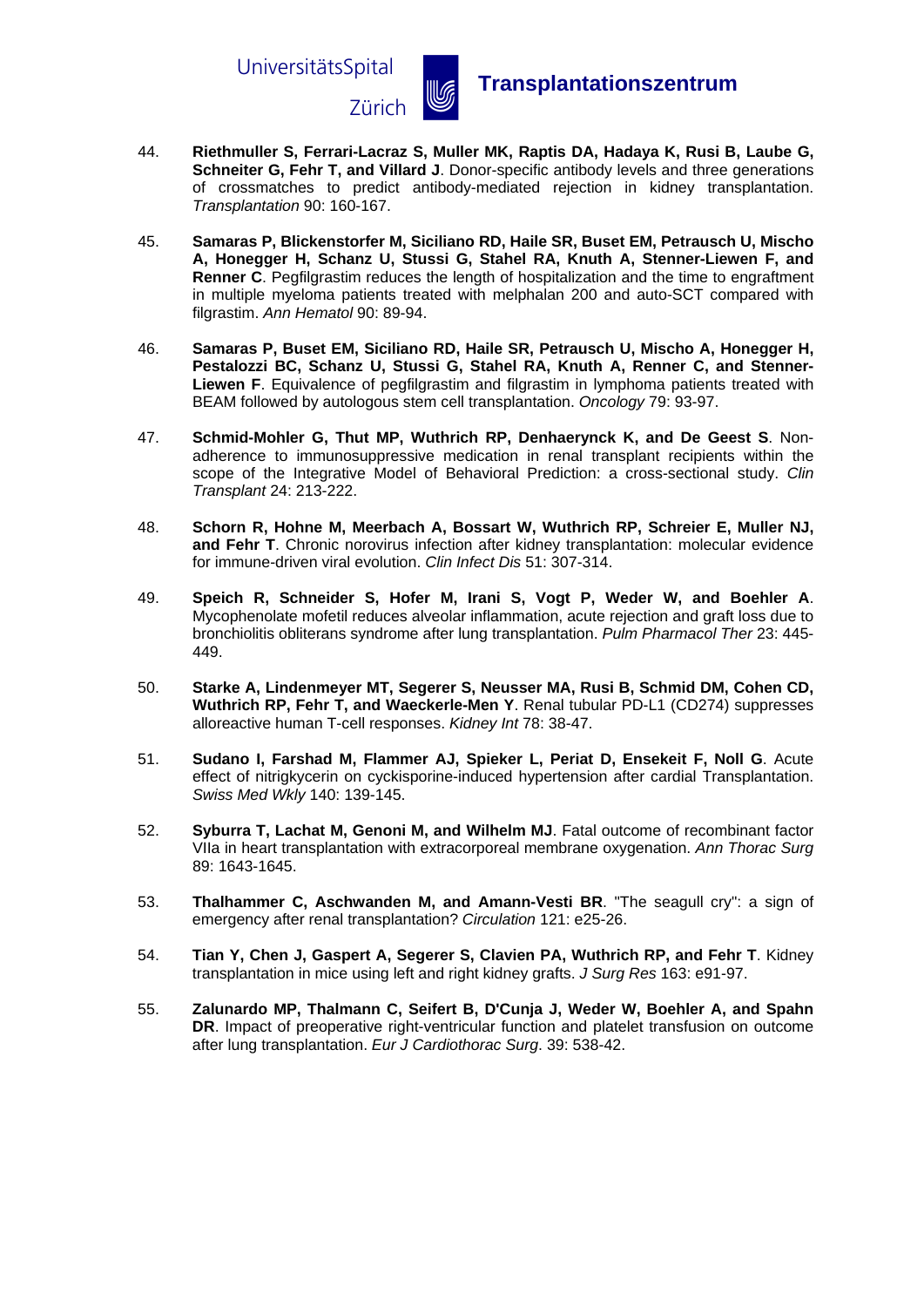44. **Riethmuller S, Ferrari-Lacraz S, Muller MK, Raptis DA, Hadaya K, Rusi B, Laube G, Schneiter G, Fehr T, and Villard J**. Donor-specific antibody levels and three generations of crossmatches to predict antibody-mediated rejection in kidney transplantation. *Transplantation* 90: 160-167.

45. **Samaras P, Blickenstorfer M, Siciliano RD, Haile SR, Buset EM, Petrausch U, Mischo A, Honegger H, Schanz U, Stussi G, Stahel RA, Knuth A, Stenner-Liewen F, and Renner C**. Pegfilgrastim reduces the length of hospitalization and the time to engraftment in multiple myeloma patients treated with melphalan 200 and auto-SCT compared with filgrastim. *Ann Hematol* 90: 89-94.

46. **Samaras P, Buset EM, Siciliano RD, Haile SR, Petrausch U, Mischo A, Honegger H, Pestalozzi BC, Schanz U, Stussi G, Stahel RA, Knuth A, Renner C, and Stenner-Liewen F**. Equivalence of pegfilgrastim and filgrastim in lymphoma patients treated with BEAM followed by autologous stem cell transplantation. *Oncology* 79: 93-97.

47. **Schmid-Mohler G, Thut MP, Wuthrich RP, Denhaerynck K, and De Geest S**. Non-adherence to immunosuppressive medication in renal transplant recipients within the scope of the Integrative Model of Behavioral Prediction: a cross-sectional study. *Clin Transplant* 24: 213-222.

48. **Schorn R, Hohne M, Meerbach A, Bossart W, Wuthrich RP, Schreier E, Muller NJ, and Fehr T**. Chronic norovirus infection after kidney transplantation: molecular evidence for immune-driven viral evolution. *Clin Infect Dis* 51: 307-314.

49. **Speich R, Schneider S, Hofer M, Irani S, Vogt P, Weder W, and Boehler A**. Mycophenolate mofetil reduces alveolar inflammation, acute rejection and graft loss due to bronchiolitis obliterans syndrome after lung transplantation. *Pulm Pharmacol Ther* 23: 445-449.

50. **Starke A, Lindenmeyer MT, Segerer S, Neusser MA, Rusi B, Schmid DM, Cohen CD, Wuthrich RP, Fehr T, and Waeckerle-Men Y**. Renal tubular PD-L1 (CD274) suppresses alloreactive human T-cell responses. *Kidney Int* 78: 38-47.

51. **Sudano I, Farshad M, Flammer AJ, Spieker L, Periat D, Ensekeit F, Noll G**. Acute effect of nitrigkycerin on cycksiporine-induced hypertension after cardial Transplantation. *Swiss Med Wkly* 140: 139-145.

52. **Syburra T, Lachat M, Genoni M, and Wilhelm MJ**. Fatal outcome of recombinant factor VIIa in heart transplantation with extracorporeal membrane oxygenation. *Ann Thorac Surg* 89: 1643-1645.

53. **Thalhammer C, Aschwanden M, and Amann-Vesti BR**. "The seagull cry": a sign of emergency after renal transplantation? *Circulation* 121: e25-26.

54. **Tian Y, Chen J, Gaspert A, Segerer S, Clavien PA, Wuthrich RP, and Fehr T**. Kidney transplantation in mice using left and right kidney grafts. *J Surg Res* 163: e91-97.

55. **Zalunardo MP, Thalmann C, Seifert B, D'Cunja J, Weder W, Boehler A, and Spahn DR**. Impact of preoperative right-ventricular function and platelet transfusion on outcome after lung transplantation. *Eur J Cardiothorac Surg*. 39: 538-42.